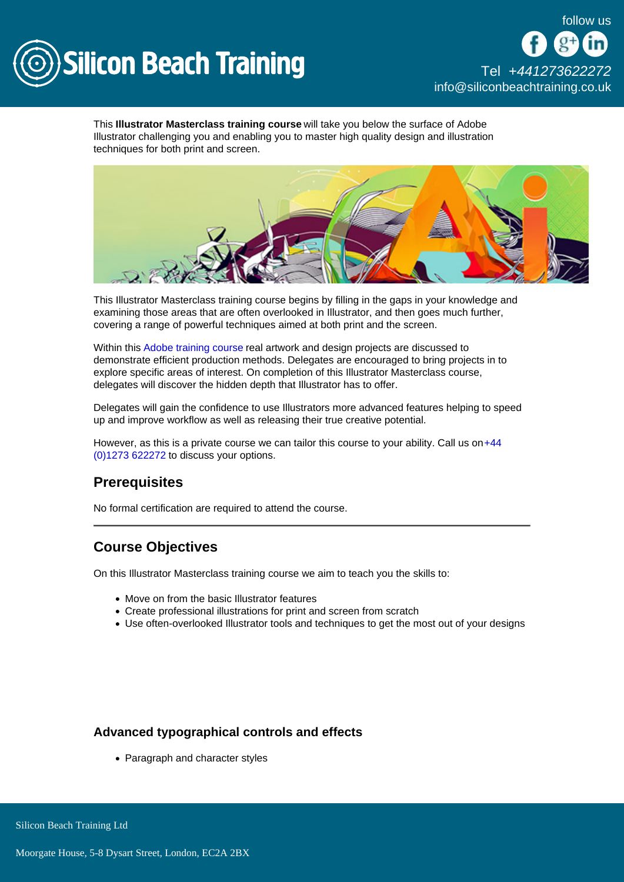This **Illustrator Masterclass training course** will take you below the surface of Adobe Illustrator challenging you and enabling you to master high quality design and illustration techniques for both print and screen.

This Illustrator Masterclass training course begins by filling in the gaps in your knowledge and examining those areas that are often overlooked in Illustrator, and then goes much further, covering a range of powerful techniques aimed at both print and the screen.

Within this Adobe training course real artwork and design projects are discussed to demonstrate efficient production methods. Delegates are encouraged to bring projects in to explore specific areas of interest. On completion of this Illustrator Masterclass course, delegates will discover the hidden depth that Illustrator has to offer.

Delegates will gain the confidence to use Illustrators more advanced features helping to speed up and improve workflow as well as releasing their true creative potential.

However, as this is a private course we can tailor this course to your ability. Call us on +44 (0)1273 622272 to discuss your options.

## Prerequisites

No formal certification are required to attend the course.

---

## Course Objectives

On this Illustrator Masterclass training course we aim to teach you the skills to:

- Move on from the basic Illustrator features
- Create professional illustrations for print and screen from scratch
- Use often-overlooked Illustrator tools and techniques to get the most out of your designs

### Advanced typographical controls and effects

- Paragraph and character styles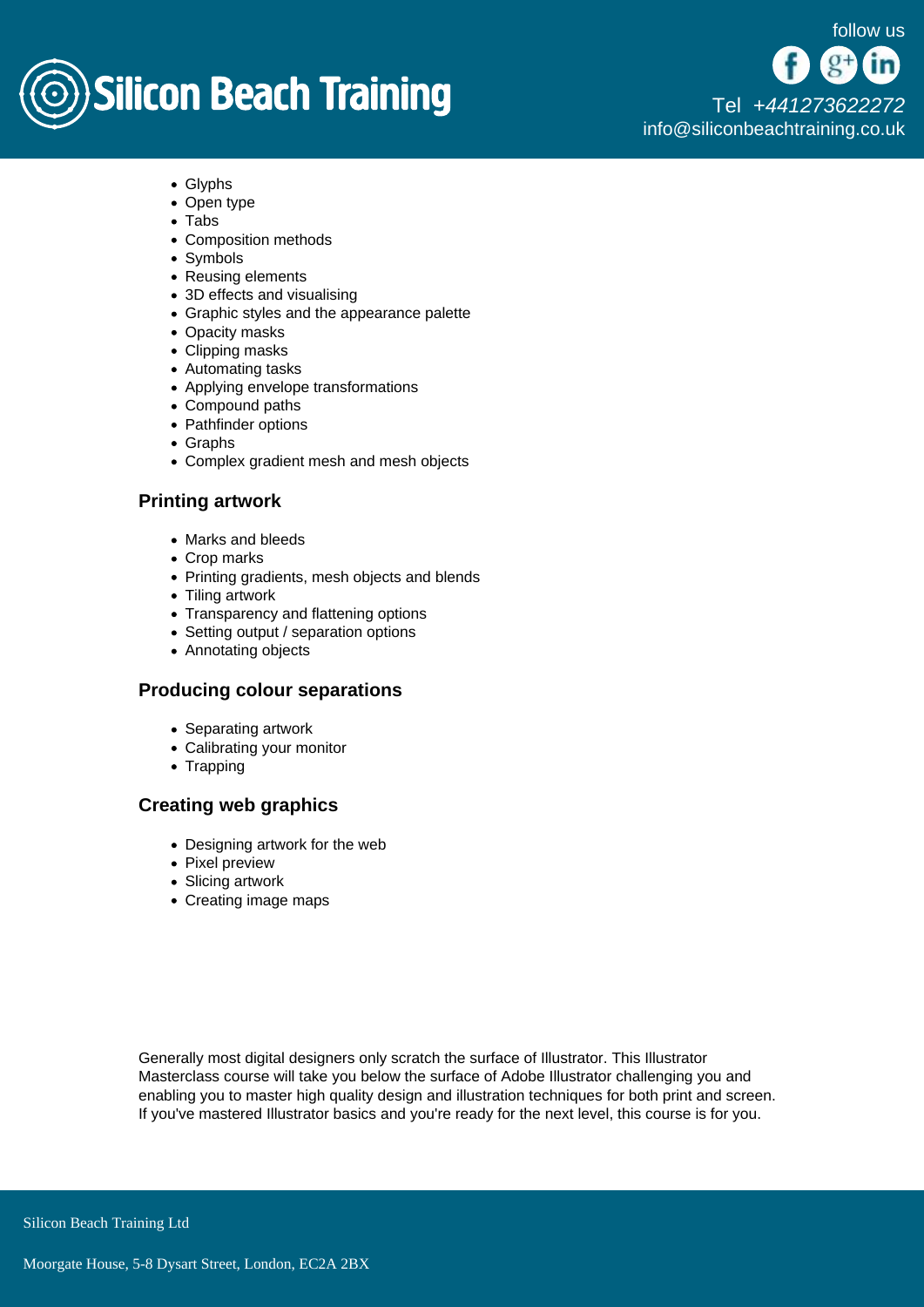- Glyphs
- Open type
- Tabs
- Composition methods
- Symbols
- Reusing elements
- 3D effects and visualising
- Graphic styles and the appearance palette
- Opacity masks
- Clipping masks
- Automating tasks
- Applying envelope transformations
- Compound paths
- Pathfinder options
- Graphs
- Complex gradient mesh and mesh objects

### Printing artwork

- Marks and bleeds
- Crop marks
- Printing gradients, mesh objects and blends
- Tiling artwork
- Transparency and flattening options
- Setting output / separation options
- Annotating objects

### Producing colour separations

- Separating artwork
- Calibrating your monitor
- Trapping

### Creating web graphics

- Designing artwork for the web
- Pixel preview
- Slicing artwork
- Creating image maps

Generally most digital designers only scratch the surface of Illustrator. This Illustrator Masterclass course will take you below the surface of Adobe Illustrator challenging you and enabling you to master high quality design and illustration techniques for both print and screen. If you've mastered Illustrator basics and you're ready for the next level, this course is for you.